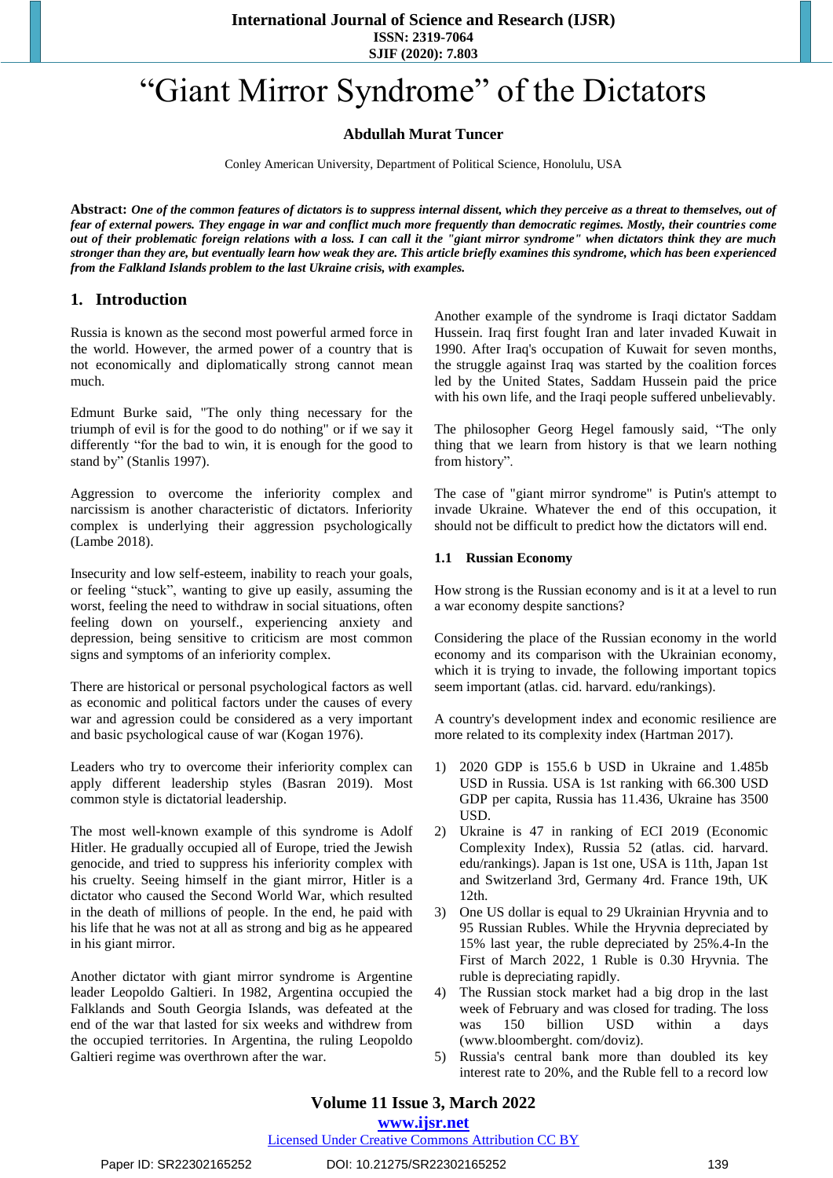# "Giant Mirror Syndrome" of the Dictators

**Abdullah Murat Tuncer**

Conley American University, Department of Political Science, Honolulu, USA

**Abstract:** ***One of the common features of dictators is to suppress internal dissent, which they perceive as a threat to themselves, out of fear of external powers. They engage in war and conflict much more frequently than democratic regimes. Mostly, their countries come out of their problematic foreign relations with a loss. I can call it the "giant mirror syndrome" when dictators think they are much stronger than they are, but eventually learn how weak they are. This article briefly examines this syndrome, which has been experienced from the Falkland Islands problem to the last Ukraine crisis, with examples.***

## 1. Introduction

Russia is known as the second most powerful armed force in the world. However, the armed power of a country that is not economically and diplomatically strong cannot mean much.

Edmunt Burke said, "The only thing necessary for the triumph of evil is for the good to do nothing" or if we say it differently "for the bad to win, it is enough for the good to stand by" (Stanlis 1997).

Aggression to overcome the inferiority complex and narcissism is another characteristic of dictators. Inferiority complex is underlying their aggression psychologically (Lambe 2018).

Insecurity and low self-esteem, inability to reach your goals, or feeling "stuck", wanting to give up easily, assuming the worst, feeling the need to withdraw in social situations, often feeling down on yourself., experiencing anxiety and depression, being sensitive to criticism are most common signs and symptoms of an inferiority complex.

There are historical or personal psychological factors as well as economic and political factors under the causes of every war and agression could be considered as a very important and basic psychological cause of war (Kogan 1976).

Leaders who try to overcome their inferiority complex can apply different leadership styles (Basran 2019). Most common style is dictatorial leadership.

The most well-known example of this syndrome is Adolf Hitler. He gradually occupied all of Europe, tried the Jewish genocide, and tried to suppress his inferiority complex with his cruelty. Seeing himself in the giant mirror, Hitler is a dictator who caused the Second World War, which resulted in the death of millions of people. In the end, he paid with his life that he was not at all as strong and big as he appeared in his giant mirror.

Another dictator with giant mirror syndrome is Argentine leader Leopoldo Galtieri. In 1982, Argentina occupied the Falklands and South Georgia Islands, was defeated at the end of the war that lasted for six weeks and withdrew from the occupied territories. In Argentina, the ruling Leopoldo Galtieri regime was overthrown after the war.

Another example of the syndrome is Iraqi dictator Saddam Hussein. Iraq first fought Iran and later invaded Kuwait in 1990. After Iraq's occupation of Kuwait for seven months, the struggle against Iraq was started by the coalition forces led by the United States, Saddam Hussein paid the price with his own life, and the Iraqi people suffered unbelievably.

The philosopher Georg Hegel famously said, "The only thing that we learn from history is that we learn nothing from history".

The case of "giant mirror syndrome" is Putin's attempt to invade Ukraine. Whatever the end of this occupation, it should not be difficult to predict how the dictators will end.

### 1.1 Russian Economy

How strong is the Russian economy and is it at a level to run a war economy despite sanctions?

Considering the place of the Russian economy in the world economy and its comparison with the Ukrainian economy, which it is trying to invade, the following important topics seem important (atlas. cid. harvard. edu/rankings).

A country's development index and economic resilience are more related to its complexity index (Hartman 2017).

1) 2020 GDP is 155.6 b USD in Ukraine and 1.485b USD in Russia. USA is 1st ranking with 66.300 USD GDP per capita, Russia has 11.436, Ukraine has 3500 USD.
2) Ukraine is 47 in ranking of ECI 2019 (Economic Complexity Index), Russia 52 (atlas. cid. harvard. edu/rankings). Japan is 1st one, USA is 11th, Japan 1st and Switzerland 3rd, Germany 4rd. France 19th, UK 12th.
3) One US dollar is equal to 29 Ukrainian Hryvnia and to 95 Russian Rubles. While the Hryvnia depreciated by 15% last year, the ruble depreciated by 25%.4-In the First of March 2022, 1 Ruble is 0.30 Hryvnia. The ruble is depreciating rapidly.
4) The Russian stock market had a big drop in the last week of February and was closed for trading. The loss was 150 billion USD within a days (www.bloomberght. com/doviz).
5) Russia's central bank more than doubled its key interest rate to 20%, and the Ruble fell to a record low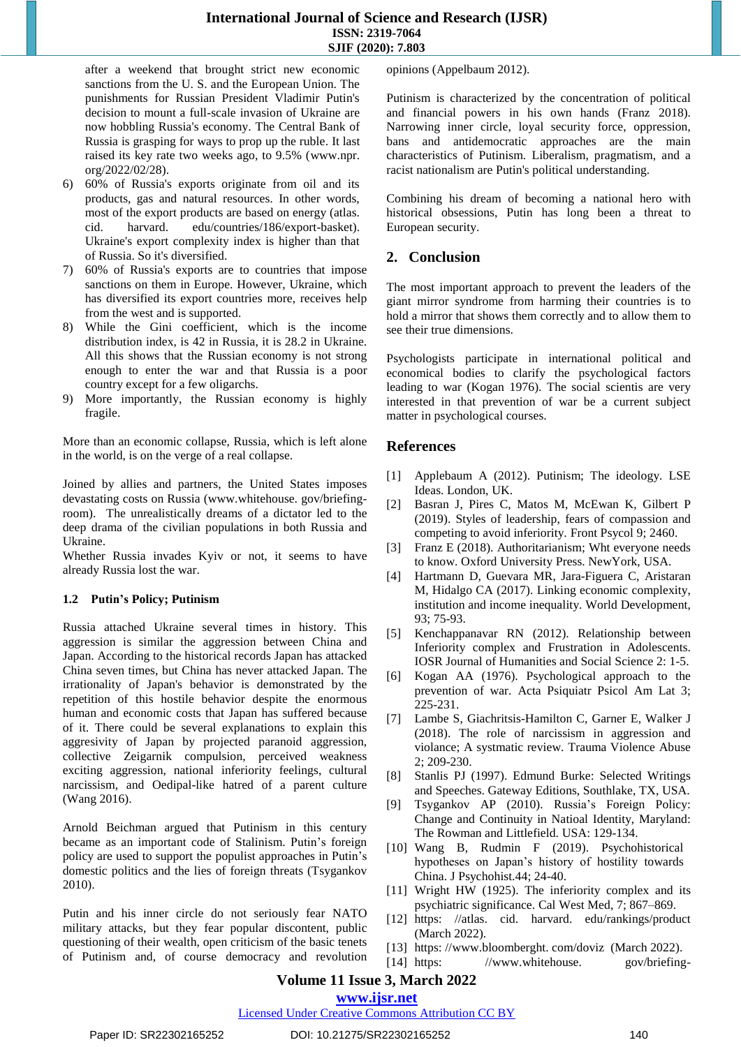after a weekend that brought strict new economic sanctions from the U. S. and the European Union. The punishments for Russian President Vladimir Putin's decision to mount a full-scale invasion of Ukraine are now hobbling Russia's economy. The Central Bank of Russia is grasping for ways to prop up the ruble. It last raised its key rate two weeks ago, to 9.5% (www.npr. org/2022/02/28).

6) 60% of Russia's exports originate from oil and its products, gas and natural resources. In other words, most of the export products are based on energy (atlas. cid. harvard. edu/countries/186/export-basket). Ukraine's export complexity index is higher than that of Russia. So it's diversified.
7) 60% of Russia's exports are to countries that impose sanctions on them in Europe. However, Ukraine, which has diversified its export countries more, receives help from the west and is supported.
8) While the Gini coefficient, which is the income distribution index, is 42 in Russia, it is 28.2 in Ukraine. All this shows that the Russian economy is not strong enough to enter the war and that Russia is a poor country except for a few oligarchs.
9) More importantly, the Russian economy is highly fragile.

More than an economic collapse, Russia, which is left alone in the world, is on the verge of a real collapse.

Joined by allies and partners, the United States imposes devastating costs on Russia (www.whitehouse. gov/briefing-room). The unrealistically dreams of a dictator led to the deep drama of the civilian populations in both Russia and Ukraine.

Whether Russia invades Kyiv or not, it seems to have already Russia lost the war.

### 1.2 Putin's Policy; Putinism

Russia attached Ukraine several times in history. This aggression is similar the aggression between China and Japan. According to the historical records Japan has attacked China seven times, but China has never attacked Japan. The irrationality of Japan's behavior is demonstrated by the repetition of this hostile behavior despite the enormous human and economic costs that Japan has suffered because of it. There could be several explanations to explain this aggresivity of Japan by projected paranoid aggression, collective Zeigarnik compulsion, perceived weakness exciting aggression, national inferiority feelings, cultural narcissism, and Oedipal-like hatred of a parent culture (Wang 2016).

Arnold Beichman argued that Putinism in this century became as an important code of Stalinism. Putin's foreign policy are used to support the populist approaches in Putin's domestic politics and the lies of foreign threats (Tsygankov 2010).

Putin and his inner circle do not seriously fear NATO military attacks, but they fear popular discontent, public questioning of their wealth, open criticism of the basic tenets of Putinism and, of course democracy and revolution opinions (Appelbaum 2012).

Putinism is characterized by the concentration of political and financial powers in his own hands (Franz 2018). Narrowing inner circle, loyal security force, oppression, bans and antidemocratic approaches are the main characteristics of Putinism. Liberalism, pragmatism, and a racist nationalism are Putin's political understanding.

Combining his dream of becoming a national hero with historical obsessions, Putin has long been a threat to European security.

## 2. Conclusion

The most important approach to prevent the leaders of the giant mirror syndrome from harming their countries is to hold a mirror that shows them correctly and to allow them to see their true dimensions.

Psychologists participate in international political and economical bodies to clarify the psychological factors leading to war (Kogan 1976). The social scientis are very interested in that prevention of war be a current subject matter in psychological courses.

## References

[1] Applebaum A (2012). Putinism; The ideology. LSE Ideas. London, UK.

[2] Basran J, Pires C, Matos M, McEwan K, Gilbert P (2019). Styles of leadership, fears of compassion and competing to avoid inferiority. Front Psycol 9; 2460.

[3] Franz E (2018). Authoritarianism; Wht everyone needs to know. Oxford University Press. NewYork, USA.

[4] Hartmann D, Guevara MR, Jara-Figuera C, Aristaran M, Hidalgo CA (2017). Linking economic complexity, institution and income inequality. World Development, 93; 75-93.

[5] Kenchappanavar RN (2012). Relationship between Inferiority complex and Frustration in Adolescents. IOSR Journal of Humanities and Social Science 2: 1-5.

[6] Kogan AA (1976). Psychological approach to the prevention of war. Acta Psiquiatr Psicol Am Lat 3; 225-231.

[7] Lambe S, Giachritsis-Hamilton C, Garner E, Walker J (2018). The role of narcissism in aggression and violance; A systematic review. Trauma Violence Abuse 2; 209-230.

[8] Stanlis PJ (1997). Edmund Burke: Selected Writings and Speeches. Gateway Editions, Southlake, TX, USA.

[9] Tsygankov AP (2010). Russia's Foreign Policy: Change and Continuity in Natioal Identity, Maryland: The Rowman and Littlefield. USA: 129-134.

[10] Wang B, Rudmin F (2019). Psychohistorical hypotheses on Japan's history of hostility towards China. J Psychohist.44; 24-40.

[11] Wright HW (1925). The inferiority complex and its psychiatric significance. Cal West Med, 7; 867–869.

[12] https: //atlas. cid. harvard. edu/rankings/product (March 2022).

[13] https: //www.bloomberght. com/doviz (March 2022).

[14] https: //www.whitehouse. gov/briefing-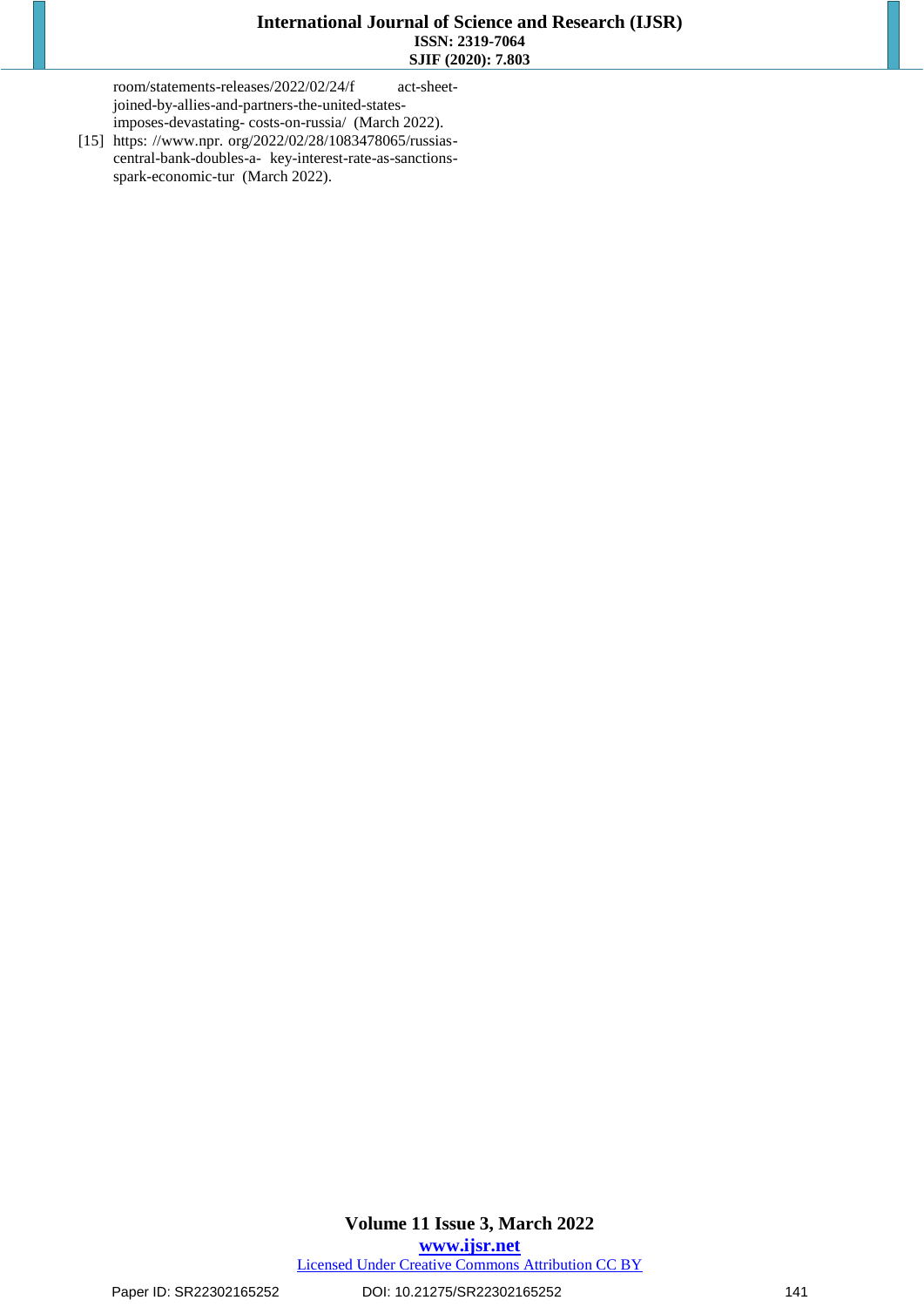room/statements-releases/2022/02/24/f act-sheet-joined-by-allies-and-partners-the-united-states-imposes-devastating- costs-on-russia/ (March 2022).

[15] https: //www.npr. org/2022/02/28/1083478065/russias-central-bank-doubles-a- key-interest-rate-as-sanctions-spark-economic-tur (March 2022).